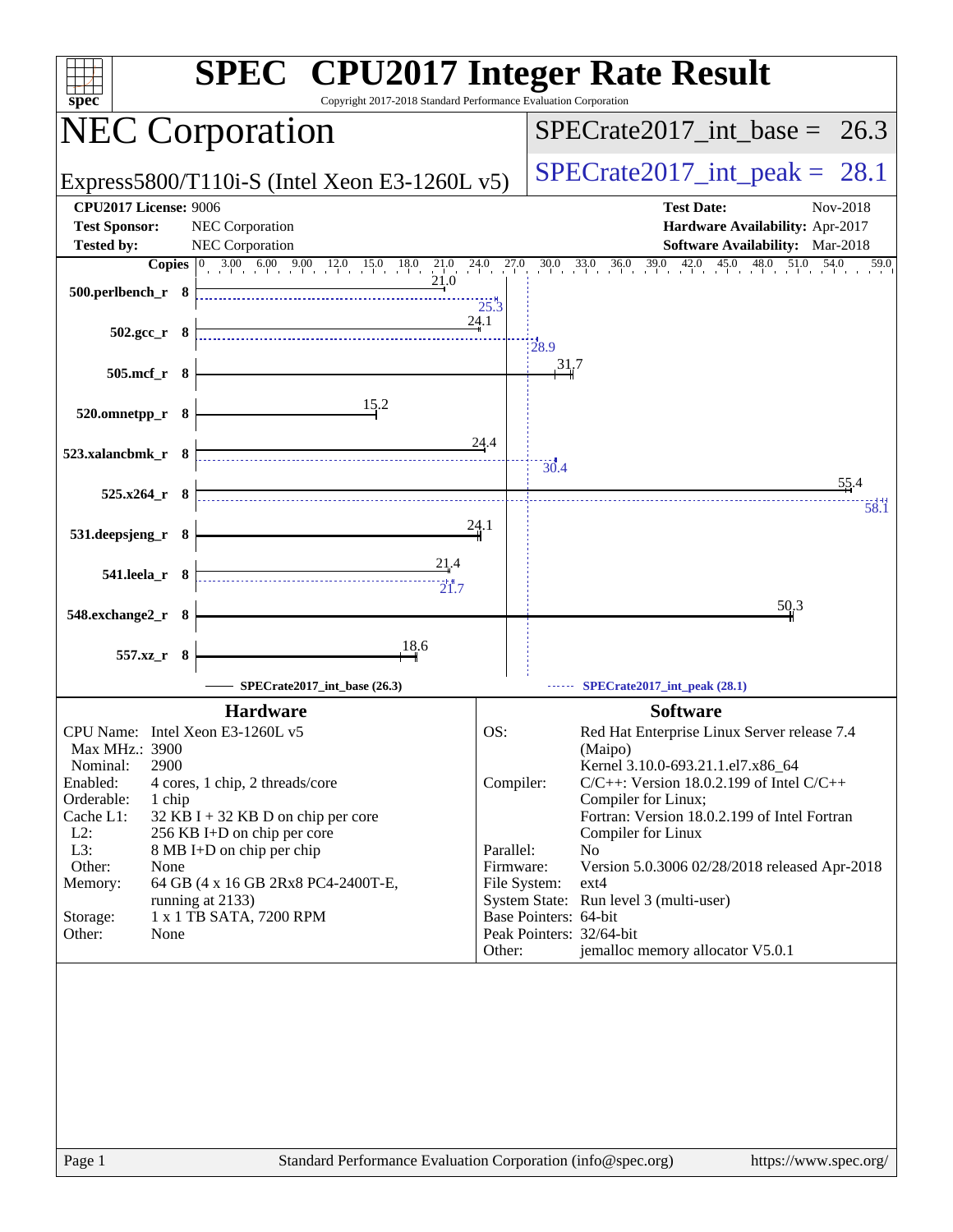# SPEC CPU2017 Integer Rate Result

Copyright 2017-2018 Standard Performance Evaluation Corporation

## NEC Corporation

Express5800/T110i-S (Intel Xeon E3-1260L v5)

SPECrate2017_int_base = 26.3

SPECrate2017_int_peak = 28.1

**CPU2017 License:** 9006
**Test Sponsor:** NEC Corporation
**Tested by:** NEC Corporation

**Test Date:** Nov-2018
**Hardware Availability:** Apr-2017
**Software Availability:** Mar-2018

| Benchmark | Copies | Base | Peak |
|---|---|---|---|
| 500.perlbench_r | 8 | 21.0 | 25.3 |
| 502.gcc_r | 8 | 24.1 | 28.9 |
| 505.mcf_r | 8 | 31.7 | |
| 520.omnetpp_r | 8 | 15.2 | |
| 523.xalancbmk_r | 8 | 24.4 | 30.4 |
| 525.x264_r | 8 | 55.4 | 58.1 |
| 531.deepsjeng_r | 8 | 24.1 | |
| 541.leela_r | 8 | 21.4 | 21.7 |
| 548.exchange2_r | 8 | 50.3 | |
| 557.xz_r | 8 | 18.6 | |

SPECrate2017_int_base (26.3)

SPECrate2017_int_peak (28.1)

### Hardware

| | |
|---|---|
| CPU Name: | Intel Xeon E3-1260L v5 |
| Max MHz.: | 3900 |
| Nominal: | 2900 |
| Enabled: | 4 cores, 1 chip, 2 threads/core |
| Orderable: | 1 chip |
| Cache L1: | 32 KB I + 32 KB D on chip per core |
| L2: | 256 KB I+D on chip per core |
| L3: | 8 MB I+D on chip per chip |
| Other: | None |
| Memory: | 64 GB (4 x 16 GB 2Rx8 PC4-2400T-E, running at 2133) |
| Storage: | 1 x 1 TB SATA, 7200 RPM |
| Other: | None |

### Software

| | |
|---|---|
| OS: | Red Hat Enterprise Linux Server release 7.4 (Maipo) Kernel 3.10.0-693.21.1.el7.x86_64 |
| Compiler: | C/C++: Version 18.0.2.199 of Intel C/C++ Compiler for Linux; Fortran: Version 18.0.2.199 of Intel Fortran Compiler for Linux |
| Parallel: | No |
| Firmware: | Version 5.0.3006 02/28/2018 released Apr-2018 |
| File System: | ext4 |
| System State: | Run level 3 (multi-user) |
| Base Pointers: | 64-bit |
| Peak Pointers: | 32/64-bit |
| Other: | jemalloc memory allocator V5.0.1 |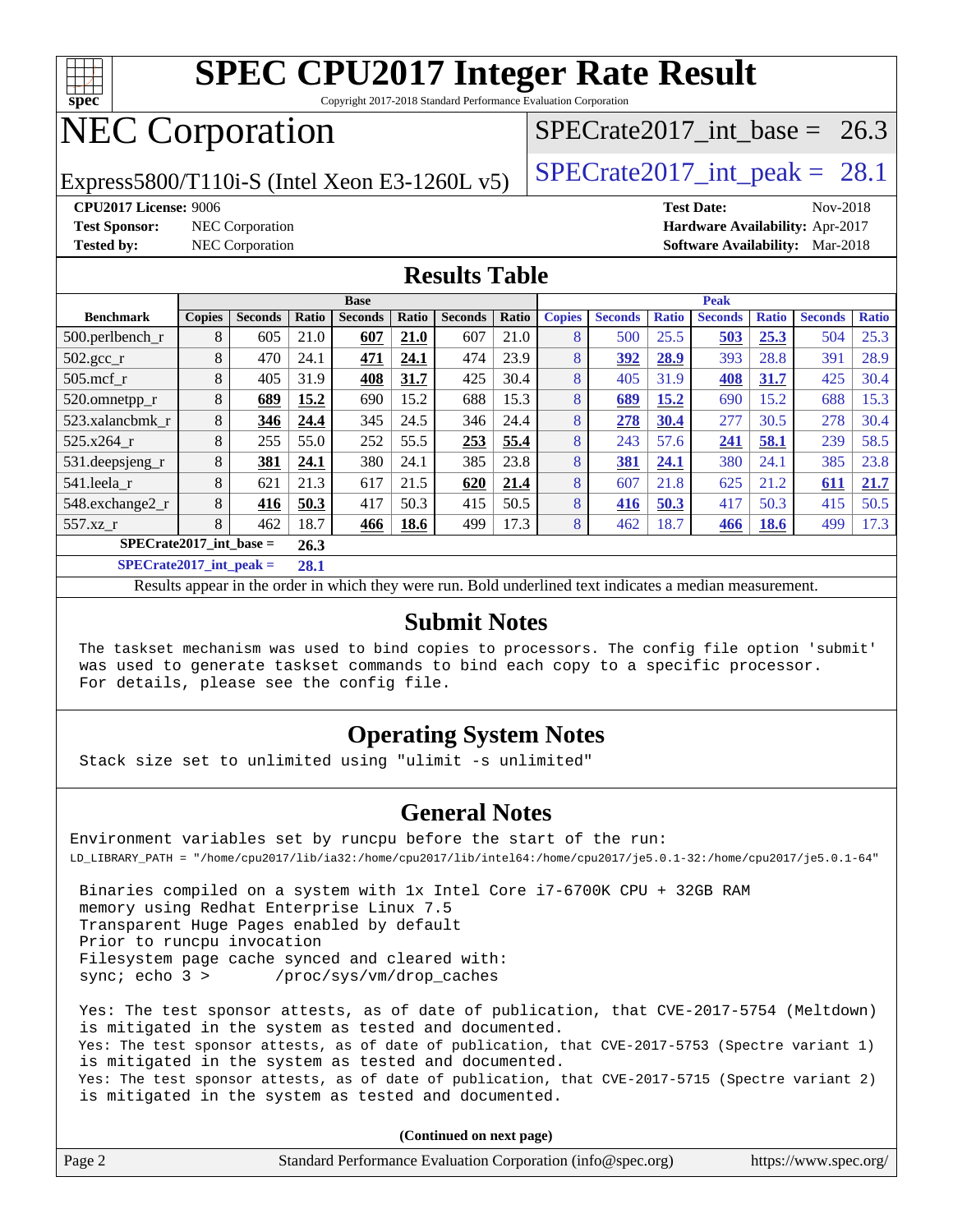# SPEC CPU2017 Integer Rate Result

Copyright 2017-2018 Standard Performance Evaluation Corporation

# NEC Corporation

Express5800/T110i-S (Intel Xeon E3-1260L v5)

SPECrate2017_int_base = 26.3

SPECrate2017_int_peak = 28.1

**CPU2017 License:** 9006
**Test Sponsor:** NEC Corporation
**Tested by:** NEC Corporation

**Test Date:** Nov-2018
**Hardware Availability:** Apr-2017
**Software Availability:** Mar-2018

## Results Table

| | Base | | | | | | | Peak | | | | | | |
|---|---|---|---|---|---|---|---|---|---|---|---|---|---|---|
| **Benchmark** | **Copies** | **Seconds** | **Ratio** | **Seconds** | **Ratio** | **Seconds** | **Ratio** | **Copies** | **Seconds** | **Ratio** | **Seconds** | **Ratio** | **Seconds** | **Ratio** |
| 500.perlbench_r | 8 | 605 | 21.0 | **607** | **21.0** | 607 | 21.0 | 8 | 500 | 25.5 | **503** | **25.3** | 504 | 25.3 |
| 502.gcc_r | 8 | 470 | 24.1 | **471** | **24.1** | 474 | 23.9 | 8 | **392** | **28.9** | 393 | 28.8 | 391 | 28.9 |
| 505.mcf_r | 8 | 405 | 31.9 | **408** | **31.7** | 425 | 30.4 | 8 | 405 | 31.9 | **408** | **31.7** | 425 | 30.4 |
| 520.omnetpp_r | 8 | **689** | **15.2** | 690 | 15.2 | 688 | 15.3 | 8 | **689** | **15.2** | 690 | 15.2 | 688 | 15.3 |
| 523.xalancbmk_r | 8 | **346** | **24.4** | 345 | 24.5 | 346 | 24.4 | 8 | **278** | **30.4** | 277 | 30.5 | 278 | 30.4 |
| 525.x264_r | 8 | 255 | 55.0 | 252 | 55.5 | **253** | **55.4** | 8 | 243 | 57.6 | **241** | **58.1** | 239 | 58.5 |
| 531.deepsjeng_r | 8 | **381** | **24.1** | 380 | 24.1 | 385 | 23.8 | 8 | **381** | **24.1** | 380 | 24.1 | 385 | 23.8 |
| 541.leela_r | 8 | 621 | 21.3 | 617 | 21.5 | **620** | **21.4** | 8 | 607 | 21.8 | 625 | 21.2 | **611** | **21.7** |
| 548.exchange2_r | 8 | **416** | **50.3** | 417 | 50.3 | 415 | 50.5 | 8 | **416** | **50.3** | 417 | 50.3 | 415 | 50.5 |
| 557.xz_r | 8 | 462 | 18.7 | **466** | **18.6** | 499 | 17.3 | 8 | 462 | 18.7 | **466** | **18.6** | 499 | 17.3 |

**SPECrate2017_int_base = 26.3**

**SPECrate2017_int_peak = 28.1**

Results appear in the order in which they were run. Bold underlined text indicates a median measurement.

## Submit Notes

```
The taskset mechanism was used to bind copies to processors. The config file option 'submit'
was used to generate taskset commands to bind each copy to a specific processor.
For details, please see the config file.
```

## Operating System Notes

```
Stack size set to unlimited using "ulimit -s unlimited"
```

## General Notes

```
Environment variables set by runcpu before the start of the run:
LD_LIBRARY_PATH = "/home/cpu2017/lib/ia32:/home/cpu2017/lib/intel64:/home/cpu2017/je5.0.1-32:/home/cpu2017/je5.0.1-64"

 Binaries compiled on a system with 1x Intel Core i7-6700K CPU + 32GB RAM
 memory using Redhat Enterprise Linux 7.5
 Transparent Huge Pages enabled by default
 Prior to runcpu invocation
 Filesystem page cache synced and cleared with:
 sync; echo 3 >       /proc/sys/vm/drop_caches

 Yes: The test sponsor attests, as of date of publication, that CVE-2017-5754 (Meltdown)
 is mitigated in the system as tested and documented.
 Yes: The test sponsor attests, as of date of publication, that CVE-2017-5753 (Spectre variant 1)
 is mitigated in the system as tested and documented.
 Yes: The test sponsor attests, as of date of publication, that CVE-2017-5715 (Spectre variant 2)
 is mitigated in the system as tested and documented.
```

**(Continued on next page)**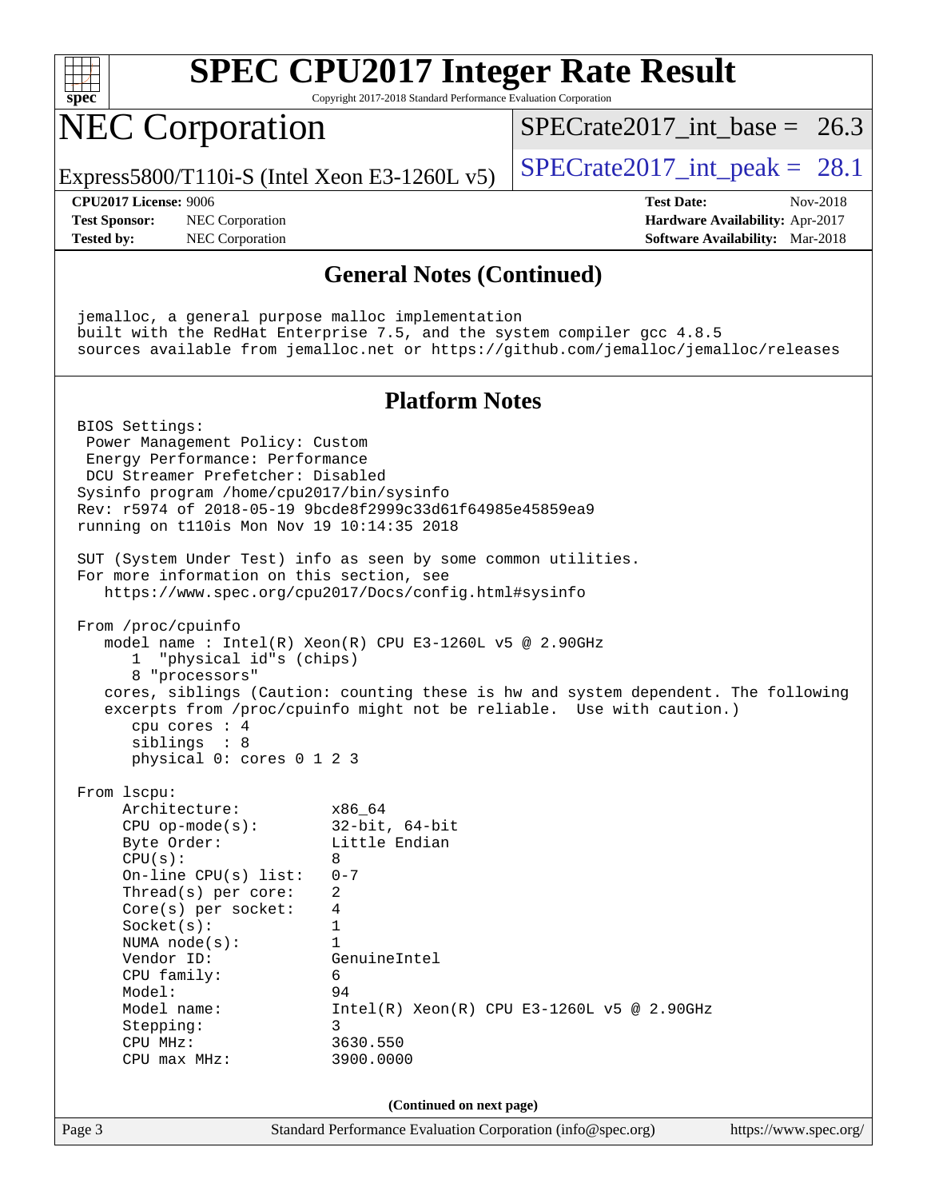# SPEC CPU2017 Integer Rate Result

Copyright 2017-2018 Standard Performance Evaluation Corporation

# NEC Corporation

Express5800/T110i-S (Intel Xeon E3-1260L v5)

SPECrate2017_int_base = 26.3

SPECrate2017_int_peak = 28.1

**CPU2017 License:** 9006
**Test Sponsor:** NEC Corporation
**Tested by:** NEC Corporation

**Test Date:** Nov-2018
**Hardware Availability:** Apr-2017
**Software Availability:** Mar-2018

## General Notes (Continued)

```
jemalloc, a general purpose malloc implementation
built with the RedHat Enterprise 7.5, and the system compiler gcc 4.8.5
sources available from jemalloc.net or https://github.com/jemalloc/jemalloc/releases
```

## Platform Notes

```
BIOS Settings:
 Power Management Policy: Custom
 Energy Performance: Performance
 DCU Streamer Prefetcher: Disabled
Sysinfo program /home/cpu2017/bin/sysinfo
Rev: r5974 of 2018-05-19 9bcde8f2999c33d61f64985e45859ea9
running on t110is Mon Nov 19 10:14:35 2018

SUT (System Under Test) info as seen by some common utilities.
For more information on this section, see
   https://www.spec.org/cpu2017/Docs/config.html#sysinfo

From /proc/cpuinfo
   model name : Intel(R) Xeon(R) CPU E3-1260L v5 @ 2.90GHz
      1  "physical id"s (chips)
      8 "processors"
   cores, siblings (Caution: counting these is hw and system dependent. The following
   excerpts from /proc/cpuinfo might not be reliable.  Use with caution.)
      cpu cores : 4
      siblings  : 8
      physical 0: cores 0 1 2 3

From lscpu:
     Architecture:          x86_64
     CPU op-mode(s):        32-bit, 64-bit
     Byte Order:            Little Endian
     CPU(s):                8
     On-line CPU(s) list:   0-7
     Thread(s) per core:    2
     Core(s) per socket:    4
     Socket(s):             1
     NUMA node(s):          1
     Vendor ID:             GenuineIntel
     CPU family:            6
     Model:                 94
     Model name:            Intel(R) Xeon(R) CPU E3-1260L v5 @ 2.90GHz
     Stepping:              3
     CPU MHz:               3630.550
     CPU max MHz:           3900.0000
```

(Continued on next page)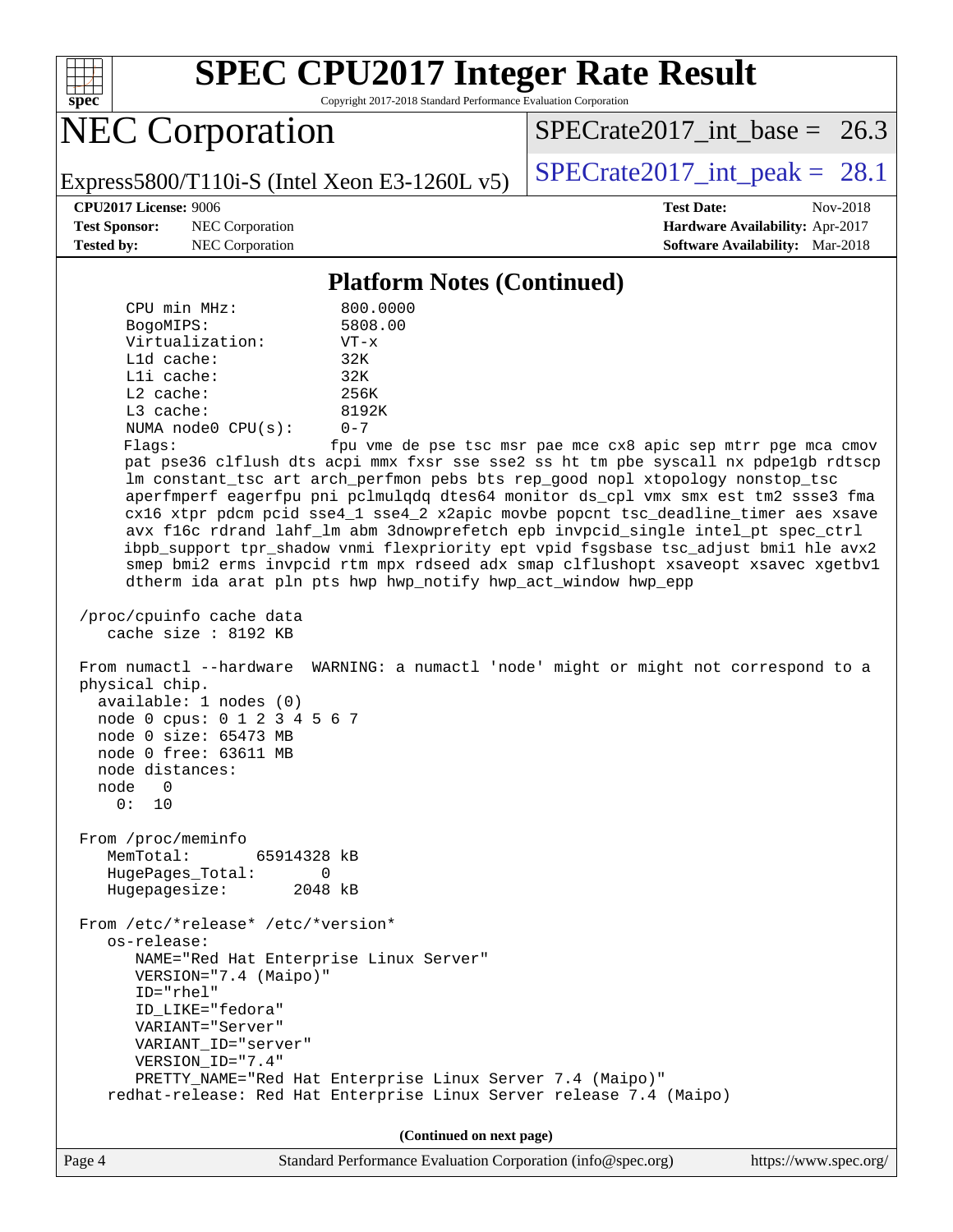# SPEC CPU2017 Integer Rate Result

Copyright 2017-2018 Standard Performance Evaluation Corporation

## NEC Corporation

Express5800/T110i-S (Intel Xeon E3-1260L v5)

SPECrate2017_int_base = 26.3

SPECrate2017_int_peak = 28.1

**CPU2017 License:** 9006
**Test Sponsor:** NEC Corporation
**Tested by:** NEC Corporation

**Test Date:** Nov-2018
**Hardware Availability:** Apr-2017
**Software Availability:** Mar-2018

### Platform Notes (Continued)

```
     CPU min MHz:           800.0000
     BogoMIPS:              5808.00
     Virtualization:        VT-x
     L1d cache:             32K
     L1i cache:             32K
     L2 cache:              256K
     L3 cache:              8192K
     NUMA node0 CPU(s):     0-7
     Flags:                 fpu vme de pse tsc msr pae mce cx8 apic sep mtrr pge mca cmov
     pat pse36 clflush dts acpi mmx fxsr sse sse2 ss ht tm pbe syscall nx pdpe1gb rdtscp
     lm constant_tsc art arch_perfmon pebs bts rep_good nopl xtopology nonstop_tsc
     aperfmperf eagerfpu pni pclmulqdq dtes64 monitor ds_cpl vmx smx est tm2 ssse3 fma
     cx16 xtpr pdcm pcid sse4_1 sse4_2 x2apic movbe popcnt tsc_deadline_timer aes xsave
     avx f16c rdrand lahf_lm abm 3dnowprefetch epb invpcid_single intel_pt spec_ctrl
     ibpb_support tpr_shadow vnmi flexpriority ept vpid fsgsbase tsc_adjust bmi1 hle avx2
     smep bmi2 erms invpcid rtm mpx rdseed adx smap clflushopt xsaveopt xsavec xgetbv1
     dtherm ida arat pln pts hwp hwp_notify hwp_act_window hwp_epp

 /proc/cpuinfo cache data
    cache size : 8192 KB

 From numactl --hardware  WARNING: a numactl 'node' might or might not correspond to a
 physical chip.
   available: 1 nodes (0)
   node 0 cpus: 0 1 2 3 4 5 6 7
   node 0 size: 65473 MB
   node 0 free: 63611 MB
   node distances:
   node   0
     0:  10

 From /proc/meminfo
    MemTotal:       65914328 kB
    HugePages_Total:       0
    Hugepagesize:       2048 kB

 From /etc/*release* /etc/*version*
    os-release:
       NAME="Red Hat Enterprise Linux Server"
       VERSION="7.4 (Maipo)"
       ID="rhel"
       ID_LIKE="fedora"
       VARIANT="Server"
       VARIANT_ID="server"
       VERSION_ID="7.4"
       PRETTY_NAME="Red Hat Enterprise Linux Server 7.4 (Maipo)"
    redhat-release: Red Hat Enterprise Linux Server release 7.4 (Maipo)
```

(Continued on next page)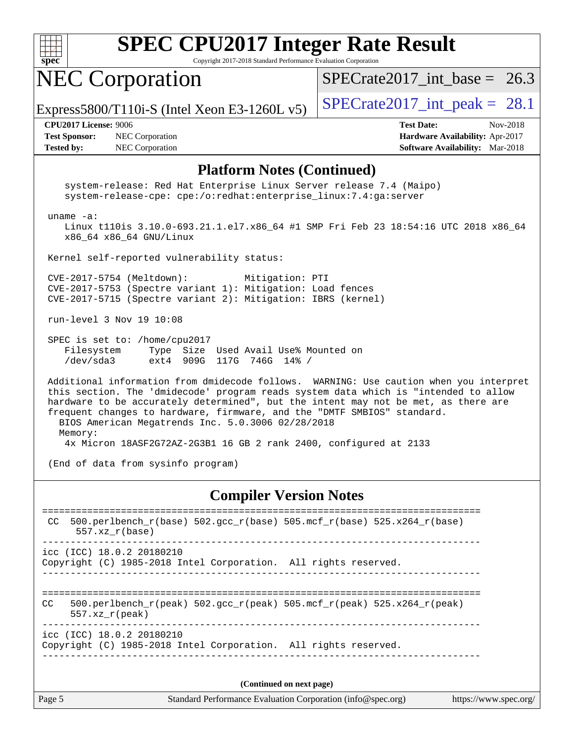## Platform Notes (Continued)

```
    system-release: Red Hat Enterprise Linux Server release 7.4 (Maipo)
    system-release-cpe: cpe:/o:redhat:enterprise_linux:7.4:ga:server

 uname -a:
    Linux t110is 3.10.0-693.21.1.el7.x86_64 #1 SMP Fri Feb 23 18:54:16 UTC 2018 x86_64
    x86_64 x86_64 GNU/Linux

 Kernel self-reported vulnerability status:

 CVE-2017-5754 (Meltdown):          Mitigation: PTI
 CVE-2017-5753 (Spectre variant 1): Mitigation: Load fences
 CVE-2017-5715 (Spectre variant 2): Mitigation: IBRS (kernel)

 run-level 3 Nov 19 10:08

 SPEC is set to: /home/cpu2017
    Filesystem     Type  Size  Used Avail Use% Mounted on
    /dev/sda3      ext4  909G  117G  746G  14% /

 Additional information from dmidecode follows.  WARNING: Use caution when you interpret
 this section. The 'dmidecode' program reads system data which is "intended to allow
 hardware to be accurately determined", but the intent may not be met, as there are
 frequent changes to hardware, firmware, and the "DMTF SMBIOS" standard.
   BIOS American Megatrends Inc. 5.0.3006 02/28/2018
   Memory:
     4x Micron 18ASF2G72AZ-2G3B1 16 GB 2 rank 2400, configured at 2133

 (End of data from sysinfo program)
```

## Compiler Version Notes

```
==============================================================================
 CC  500.perlbench_r(base) 502.gcc_r(base) 505.mcf_r(base) 525.x264_r(base)
      557.xz_r(base)
------------------------------------------------------------------------------
icc (ICC) 18.0.2 20180210
Copyright (C) 1985-2018 Intel Corporation.  All rights reserved.
------------------------------------------------------------------------------

==============================================================================
CC   500.perlbench_r(peak) 502.gcc_r(peak) 505.mcf_r(peak) 525.x264_r(peak)
      557.xz_r(peak)
------------------------------------------------------------------------------
icc (ICC) 18.0.2 20180210
Copyright (C) 1985-2018 Intel Corporation.  All rights reserved.
------------------------------------------------------------------------------
```

**(Continued on next page)**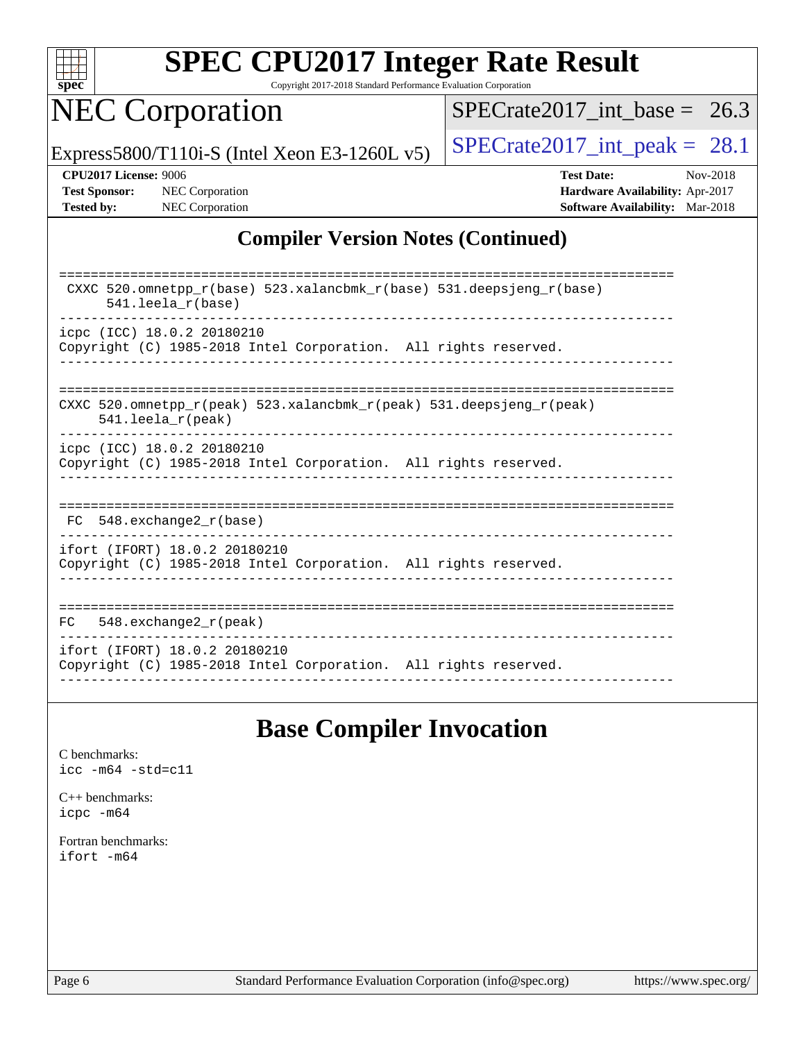# SPEC CPU2017 Integer Rate Result

Copyright 2017-2018 Standard Performance Evaluation Corporation

# NEC Corporation

Express5800/T110i-S (Intel Xeon E3-1260L v5)

SPECrate2017_int_base = 26.3

SPECrate2017_int_peak = 28.1

**CPU2017 License:** 9006
**Test Sponsor:** NEC Corporation
**Tested by:** NEC Corporation

**Test Date:** Nov-2018
**Hardware Availability:** Apr-2017
**Software Availability:** Mar-2018

## Compiler Version Notes (Continued)

```
==============================================================================
 CXXC 520.omnetpp_r(base) 523.xalancbmk_r(base) 531.deepsjeng_r(base)
      541.leela_r(base)
------------------------------------------------------------------------------
icpc (ICC) 18.0.2 20180210
Copyright (C) 1985-2018 Intel Corporation.  All rights reserved.
------------------------------------------------------------------------------

==============================================================================
CXXC 520.omnetpp_r(peak) 523.xalancbmk_r(peak) 531.deepsjeng_r(peak)
     541.leela_r(peak)
------------------------------------------------------------------------------
icpc (ICC) 18.0.2 20180210
Copyright (C) 1985-2018 Intel Corporation.  All rights reserved.
------------------------------------------------------------------------------

==============================================================================
 FC  548.exchange2_r(base)
------------------------------------------------------------------------------
ifort (IFORT) 18.0.2 20180210
Copyright (C) 1985-2018 Intel Corporation.  All rights reserved.
------------------------------------------------------------------------------

==============================================================================
FC   548.exchange2_r(peak)
------------------------------------------------------------------------------
ifort (IFORT) 18.0.2 20180210
Copyright (C) 1985-2018 Intel Corporation.  All rights reserved.
------------------------------------------------------------------------------
```

## Base Compiler Invocation

C benchmarks:
icc -m64 -std=c11

C++ benchmarks:
icpc -m64

Fortran benchmarks:
ifort -m64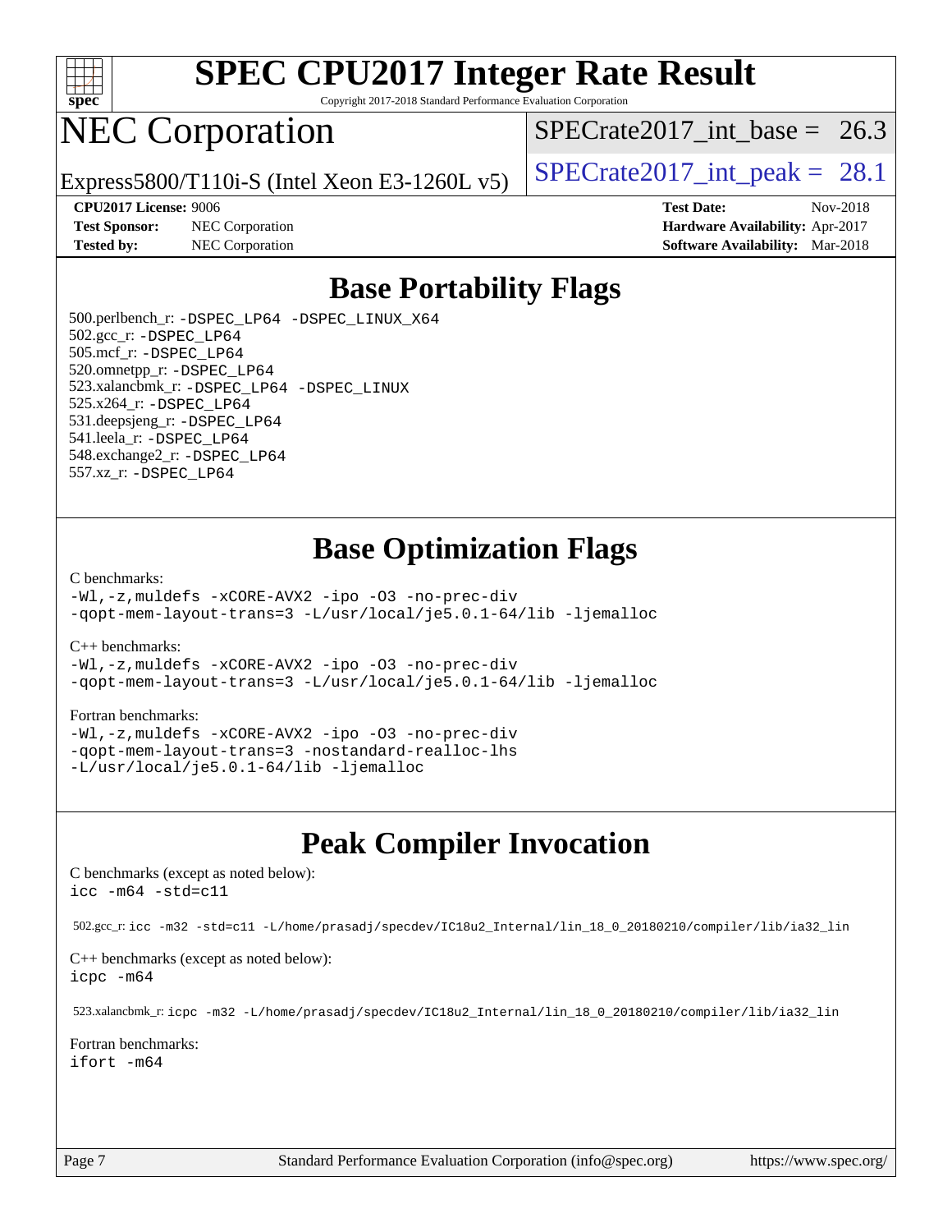# SPEC CPU2017 Integer Rate Result

Copyright 2017-2018 Standard Performance Evaluation Corporation

# NEC Corporation

Express5800/T110i-S (Intel Xeon E3-1260L v5)

SPECrate2017_int_base = 26.3

SPECrate2017_int_peak = 28.1

**CPU2017 License:** 9006
**Test Sponsor:** NEC Corporation
**Tested by:** NEC Corporation

**Test Date:** Nov-2018
**Hardware Availability:** Apr-2017
**Software Availability:** Mar-2018

## Base Portability Flags

500.perlbench_r: `-DSPEC_LP64 -DSPEC_LINUX_X64`
502.gcc_r: `-DSPEC_LP64`
505.mcf_r: `-DSPEC_LP64`
520.omnetpp_r: `-DSPEC_LP64`
523.xalancbmk_r: `-DSPEC_LP64 -DSPEC_LINUX`
525.x264_r: `-DSPEC_LP64`
531.deepsjeng_r: `-DSPEC_LP64`
541.leela_r: `-DSPEC_LP64`
548.exchange2_r: `-DSPEC_LP64`
557.xz_r: `-DSPEC_LP64`

## Base Optimization Flags

C benchmarks:
```
-Wl,-z,muldefs -xCORE-AVX2 -ipo -O3 -no-prec-div
-qopt-mem-layout-trans=3 -L/usr/local/je5.0.1-64/lib -ljemalloc
```

C++ benchmarks:
```
-Wl,-z,muldefs -xCORE-AVX2 -ipo -O3 -no-prec-div
-qopt-mem-layout-trans=3 -L/usr/local/je5.0.1-64/lib -ljemalloc
```

Fortran benchmarks:
```
-Wl,-z,muldefs -xCORE-AVX2 -ipo -O3 -no-prec-div
-qopt-mem-layout-trans=3 -nostandard-realloc-lhs
-L/usr/local/je5.0.1-64/lib -ljemalloc
```

## Peak Compiler Invocation

C benchmarks (except as noted below):
```
icc -m64 -std=c11
```

502.gcc_r: `icc -m32 -std=c11 -L/home/prasadj/specdev/IC18u2_Internal/lin_18_0_20180210/compiler/lib/ia32_lin`

C++ benchmarks (except as noted below):
```
icpc -m64
```

523.xalancbmk_r: `icpc -m32 -L/home/prasadj/specdev/IC18u2_Internal/lin_18_0_20180210/compiler/lib/ia32_lin`

Fortran benchmarks:
```
ifort -m64
```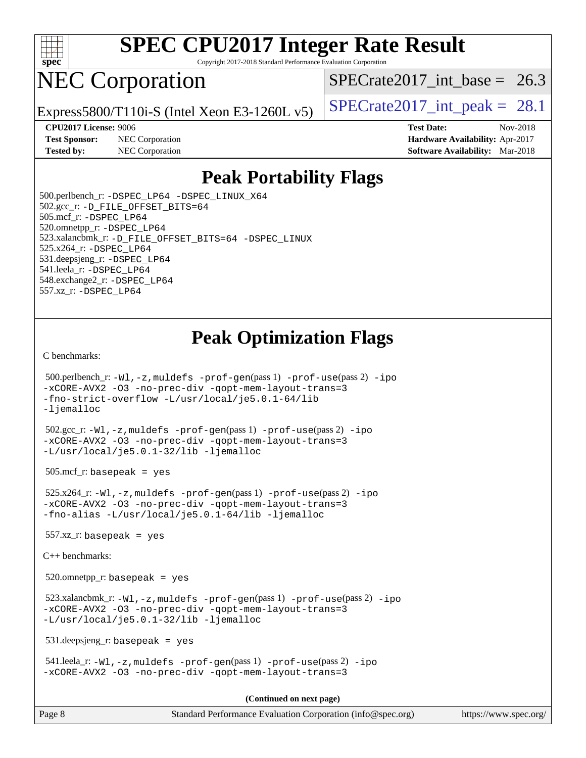# SPEC CPU2017 Integer Rate Result

Copyright 2017-2018 Standard Performance Evaluation Corporation

# NEC Corporation

Express5800/T110i-S (Intel Xeon E3-1260L v5)

SPECrate2017_int_base = 26.3

SPECrate2017_int_peak = 28.1

**CPU2017 License:** 9006
**Test Sponsor:** NEC Corporation
**Tested by:** NEC Corporation

**Test Date:** Nov-2018
**Hardware Availability:** Apr-2017
**Software Availability:** Mar-2018

## Peak Portability Flags

500.perlbench_r: -DSPEC_LP64 -DSPEC_LINUX_X64
502.gcc_r: -D_FILE_OFFSET_BITS=64
505.mcf_r: -DSPEC_LP64
520.omnetpp_r: -DSPEC_LP64
523.xalancbmk_r: -D_FILE_OFFSET_BITS=64 -DSPEC_LINUX
525.x264_r: -DSPEC_LP64
531.deepsjeng_r: -DSPEC_LP64
541.leela_r: -DSPEC_LP64
548.exchange2_r: -DSPEC_LP64
557.xz_r: -DSPEC_LP64

## Peak Optimization Flags

C benchmarks:

500.perlbench_r: -Wl,-z,muldefs -prof-gen(pass 1) -prof-use(pass 2) -ipo -xCORE-AVX2 -O3 -no-prec-div -qopt-mem-layout-trans=3 -fno-strict-overflow -L/usr/local/je5.0.1-64/lib -ljemalloc

502.gcc_r: -Wl,-z,muldefs -prof-gen(pass 1) -prof-use(pass 2) -ipo -xCORE-AVX2 -O3 -no-prec-div -qopt-mem-layout-trans=3 -L/usr/local/je5.0.1-32/lib -ljemalloc

505.mcf_r: basepeak = yes

525.x264_r: -Wl,-z,muldefs -prof-gen(pass 1) -prof-use(pass 2) -ipo -xCORE-AVX2 -O3 -no-prec-div -qopt-mem-layout-trans=3 -fno-alias -L/usr/local/je5.0.1-64/lib -ljemalloc

557.xz_r: basepeak = yes

C++ benchmarks:

520.omnetpp_r: basepeak = yes

523.xalancbmk_r: -Wl,-z,muldefs -prof-gen(pass 1) -prof-use(pass 2) -ipo -xCORE-AVX2 -O3 -no-prec-div -qopt-mem-layout-trans=3 -L/usr/local/je5.0.1-32/lib -ljemalloc

531.deepsjeng_r: basepeak = yes

541.leela_r: -Wl,-z,muldefs -prof-gen(pass 1) -prof-use(pass 2) -ipo -xCORE-AVX2 -O3 -no-prec-div -qopt-mem-layout-trans=3

**(Continued on next page)**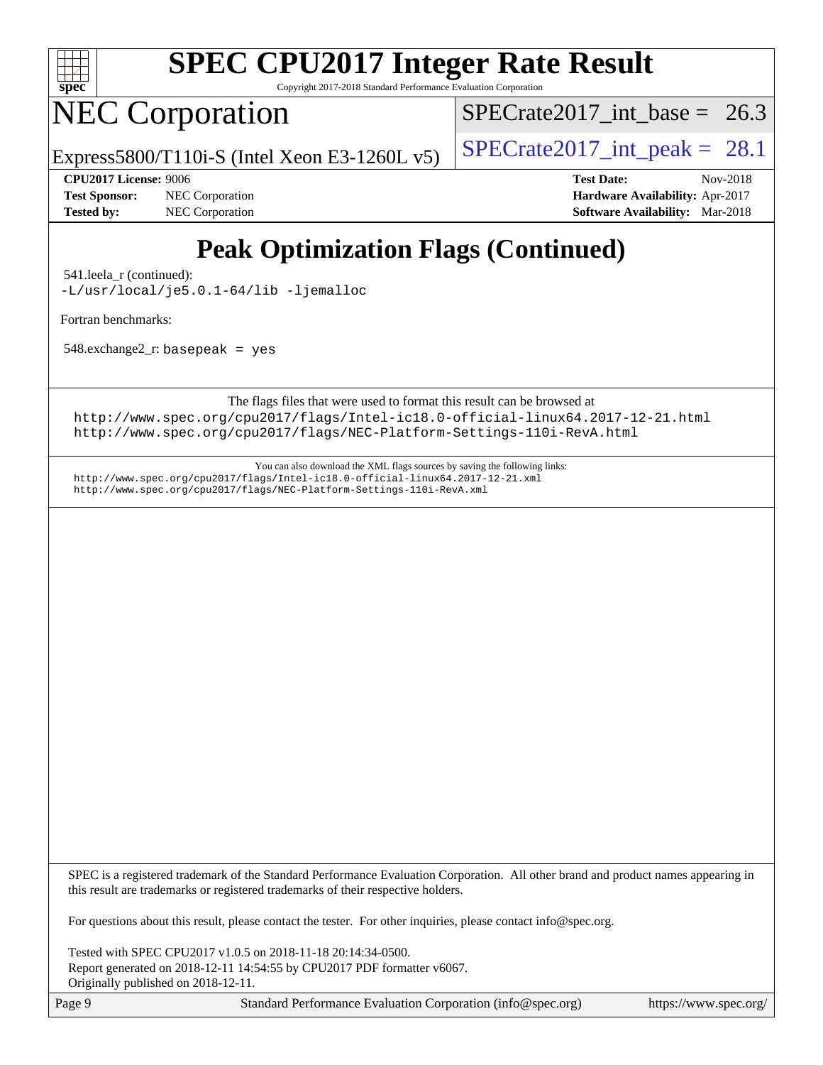# Peak Optimization Flags (Continued)

541.leela_r (continued):
-L/usr/local/je5.0.1-64/lib -ljemalloc

Fortran benchmarks:

548.exchange2_r: basepeak = yes

The flags files that were used to format this result can be browsed at
http://www.spec.org/cpu2017/flags/Intel-ic18.0-official-linux64.2017-12-21.html
http://www.spec.org/cpu2017/flags/NEC-Platform-Settings-110i-RevA.html

You can also download the XML flags sources by saving the following links:
http://www.spec.org/cpu2017/flags/Intel-ic18.0-official-linux64.2017-12-21.xml
http://www.spec.org/cpu2017/flags/NEC-Platform-Settings-110i-RevA.xml

SPEC is a registered trademark of the Standard Performance Evaluation Corporation. All other brand and product names appearing in this result are trademarks or registered trademarks of their respective holders.

For questions about this result, please contact the tester. For other inquiries, please contact info@spec.org.

Tested with SPEC CPU2017 v1.0.5 on 2018-11-18 20:14:34-0500.
Report generated on 2018-12-11 14:54:55 by CPU2017 PDF formatter v6067.
Originally published on 2018-12-11.